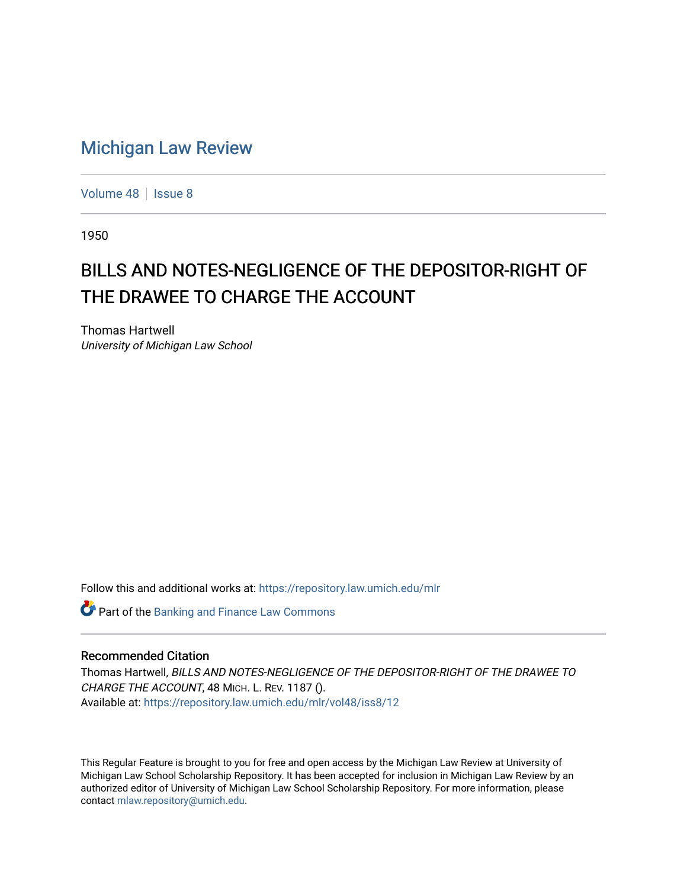# Michigan Law Review

Volume 48 | Issue 8

1950

## BILLS AND NOTES-NEGLIGENCE OF THE DEPOSITOR-RIGHT OF THE DRAWEE TO CHARGE THE ACCOUNT

Thomas Hartwell
*University of Michigan Law School*

Follow this and additional works at: https://repository.law.umich.edu/mlr

Part of the Banking and Finance Law Commons

### Recommended Citation

Thomas Hartwell, *BILLS AND NOTES-NEGLIGENCE OF THE DEPOSITOR-RIGHT OF THE DRAWEE TO CHARGE THE ACCOUNT*, 48 MICH. L. REV. 1187 ().
Available at: https://repository.law.umich.edu/mlr/vol48/iss8/12

This Regular Feature is brought to you for free and open access by the Michigan Law Review at University of Michigan Law School Scholarship Repository. It has been accepted for inclusion in Michigan Law Review by an authorized editor of University of Michigan Law School Scholarship Repository. For more information, please contact mlaw.repository@umich.edu.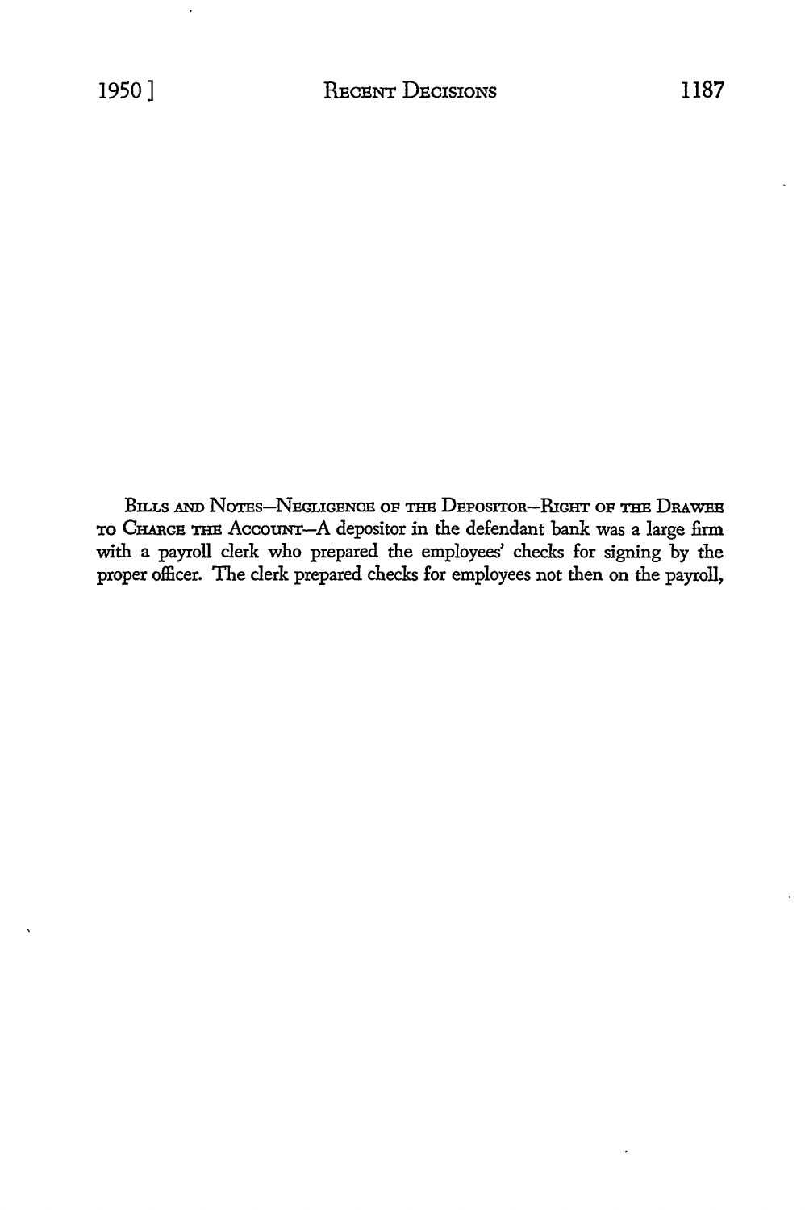BILLS AND NOTES—NEGLIGENCE OF THE DEPOSITOR—RIGHT OF THE DRAWEE TO CHARGE THE ACCOUNT—A depositor in the defendant bank was a large firm with a payroll clerk who prepared the employees' checks for signing by the proper officer. The clerk prepared checks for employees not then on the payroll,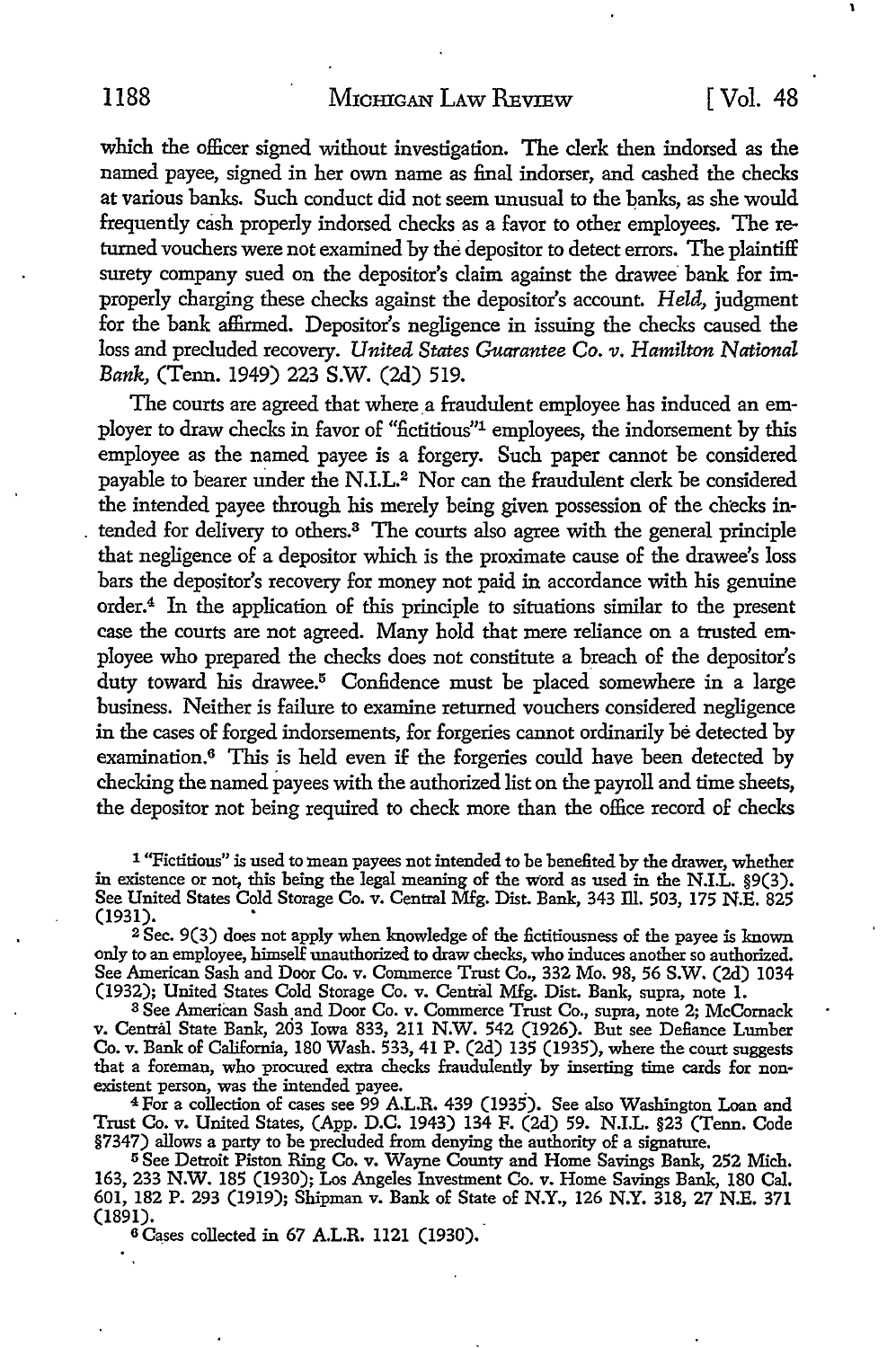which the officer signed without investigation. The clerk then indorsed as the named payee, signed in her own name as final indorser, and cashed the checks at various banks. Such conduct did not seem unusual to the banks, as she would frequently cash properly indorsed checks as a favor to other employees. The returned vouchers were not examined by the depositor to detect errors. The plaintiff surety company sued on the depositor's claim against the drawee bank for improperly charging these checks against the depositor's account. *Held,* judgment for the bank affirmed. Depositor's negligence in issuing the checks caused the loss and precluded recovery. *United States Guarantee Co. v. Hamilton National Bank,* (Tenn. 1949) 223 S.W. (2d) 519.

The courts are agreed that where a fraudulent employee has induced an employer to draw checks in favor of "fictitious"[1] employees, the indorsement by this employee as the named payee is a forgery. Such paper cannot be considered payable to bearer under the N.I.L.[2] Nor can the fraudulent clerk be considered the intended payee through his merely being given possession of the checks intended for delivery to others.[3] The courts also agree with the general principle that negligence of a depositor which is the proximate cause of the drawee's loss bars the depositor's recovery for money not paid in accordance with his genuine order.[4] In the application of this principle to situations similar to the present case the courts are not agreed. Many hold that mere reliance on a trusted employee who prepared the checks does not constitute a breach of the depositor's duty toward his drawee.[5] Confidence must be placed somewhere in a large business. Neither is failure to examine returned vouchers considered negligence in the cases of forged indorsements, for forgeries cannot ordinarily be detected by examination.[6] This is held even if the forgeries could have been detected by checking the named payees with the authorized list on the payroll and time sheets, the depositor not being required to check more than the office record of checks

---

[1] "Fictitious" is used to mean payees not intended to be benefited by the drawer, whether in existence or not, this being the legal meaning of the word as used in the N.I.L. §9(3). See United States Cold Storage Co. v. Central Mfg. Dist. Bank, 343 Ill. 503, 175 N.E. 825 (1931).

[2] Sec. 9(3) does not apply when knowledge of the fictitiousness of the payee is known only to an employee, himself unauthorized to draw checks, who induces another so authorized. See American Sash and Door Co. v. Commerce Trust Co., 332 Mo. 98, 56 S.W. (2d) 1034 (1932); United States Cold Storage Co. v. Central Mfg. Dist. Bank, supra, note 1.

[3] See American Sash and Door Co. v. Commerce Trust Co., supra, note 2; McCornack v. Central State Bank, 203 Iowa 833, 211 N.W. 542 (1926). But see Defiance Lumber Co. v. Bank of California, 180 Wash. 533, 41 P. (2d) 135 (1935), where the court suggests that a foreman, who procured extra checks fraudulently by inserting time cards for nonexistent person, was the intended payee.

[4] For a collection of cases see 99 A.L.R. 439 (1935). See also Washington Loan and Trust Co. v. United States, (App. D.C. 1943) 134 F. (2d) 59. N.I.L. §23 (Tenn. Code §7347) allows a party to be precluded from denying the authority of a signature.

[5] See Detroit Piston Ring Co. v. Wayne County and Home Savings Bank, 252 Mich. 163, 233 N.W. 185 (1930); Los Angeles Investment Co. v. Home Savings Bank, 180 Cal. 601, 182 P. 293 (1919); Shipman v. Bank of State of N.Y., 126 N.Y. 318, 27 N.E. 371 (1891).

[6] Cases collected in 67 A.L.R. 1121 (1930).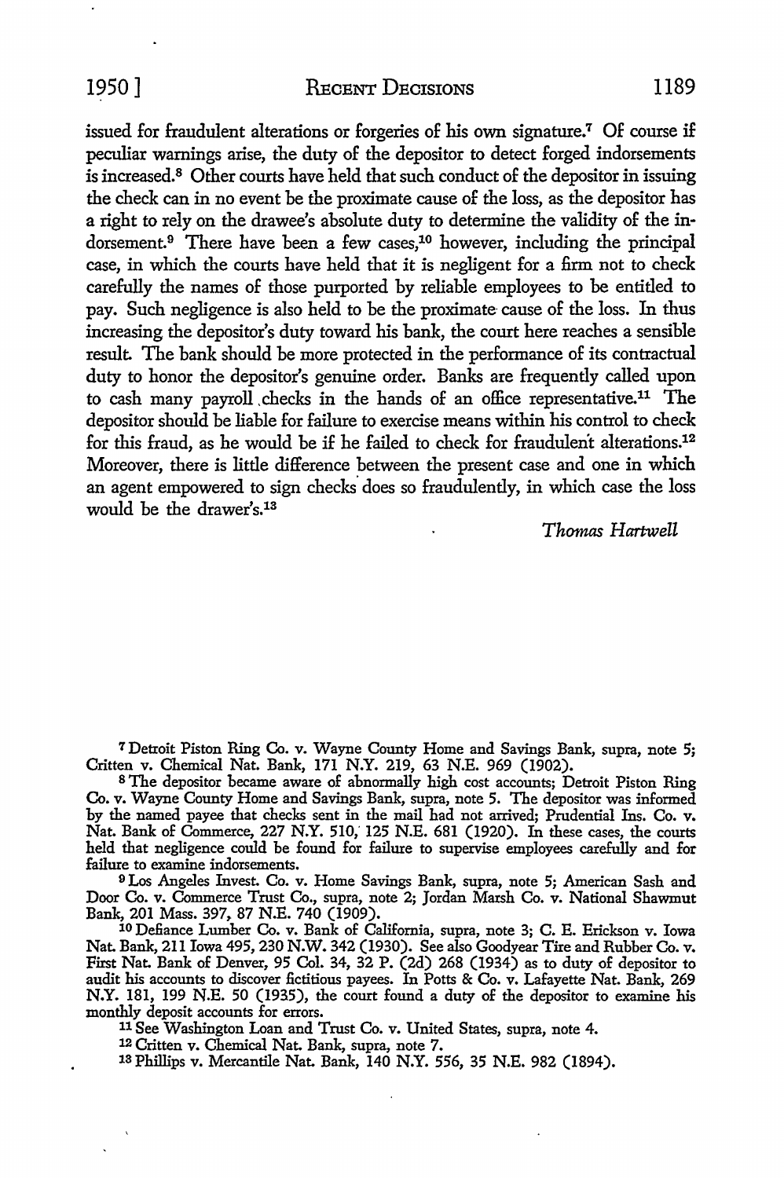issued for fraudulent alterations or forgeries of his own signature.[7] Of course if peculiar warnings arise, the duty of the depositor to detect forged indorsements is increased.[8] Other courts have held that such conduct of the depositor in issuing the check can in no event be the proximate cause of the loss, as the depositor has a right to rely on the drawee's absolute duty to determine the validity of the indorsement.[9] There have been a few cases,[10] however, including the principal case, in which the courts have held that it is negligent for a firm not to check carefully the names of those purported by reliable employees to be entitled to pay. Such negligence is also held to be the proximate cause of the loss. In thus increasing the depositor's duty toward his bank, the court here reaches a sensible result. The bank should be more protected in the performance of its contractual duty to honor the depositor's genuine order. Banks are frequently called upon to cash many payroll checks in the hands of an office representative.[11] The depositor should be liable for failure to exercise means within his control to check for this fraud, as he would be if he failed to check for fraudulent alterations.[12] Moreover, there is little difference between the present case and one in which an agent empowered to sign checks does so fraudulently, in which case the loss would be the drawer's.[13]

*Thomas Hartwell*

---

[7] Detroit Piston Ring Co. v. Wayne County Home and Savings Bank, supra, note 5; Critten v. Chemical Nat. Bank, 171 N.Y. 219, 63 N.E. 969 (1902).

[8] The depositor became aware of abnormally high cost accounts; Detroit Piston Ring Co. v. Wayne County Home and Savings Bank, supra, note 5. The depositor was informed by the named payee that checks sent in the mail had not arrived; Prudential Ins. Co. v. Nat. Bank of Commerce, 227 N.Y. 510, 125 N.E. 681 (1920). In these cases, the courts held that negligence could be found for failure to supervise employees carefully and for failure to examine indorsements.

[9] Los Angeles Invest. Co. v. Home Savings Bank, supra, note 5; American Sash and Door Co. v. Commerce Trust Co., supra, note 2; Jordan Marsh Co. v. National Shawmut Bank, 201 Mass. 397, 87 N.E. 740 (1909).

[10] Defiance Lumber Co. v. Bank of California, supra, note 3; C. E. Erickson v. Iowa Nat. Bank, 211 Iowa 495, 230 N.W. 342 (1930). See also Goodyear Tire and Rubber Co. v. First Nat. Bank of Denver, 95 Col. 34, 32 P. (2d) 268 (1934) as to duty of depositor to audit his accounts to discover fictitious payees. In Potts & Co. v. Lafayette Nat. Bank, 269 N.Y. 181, 199 N.E. 50 (1935), the court found a duty of the depositor to examine his monthly deposit accounts for errors.

[11] See Washington Loan and Trust Co. v. United States, supra, note 4.

[12] Critten v. Chemical Nat. Bank, supra, note 7.

[13] Phillips v. Mercantile Nat. Bank, 140 N.Y. 556, 35 N.E. 982 (1894).